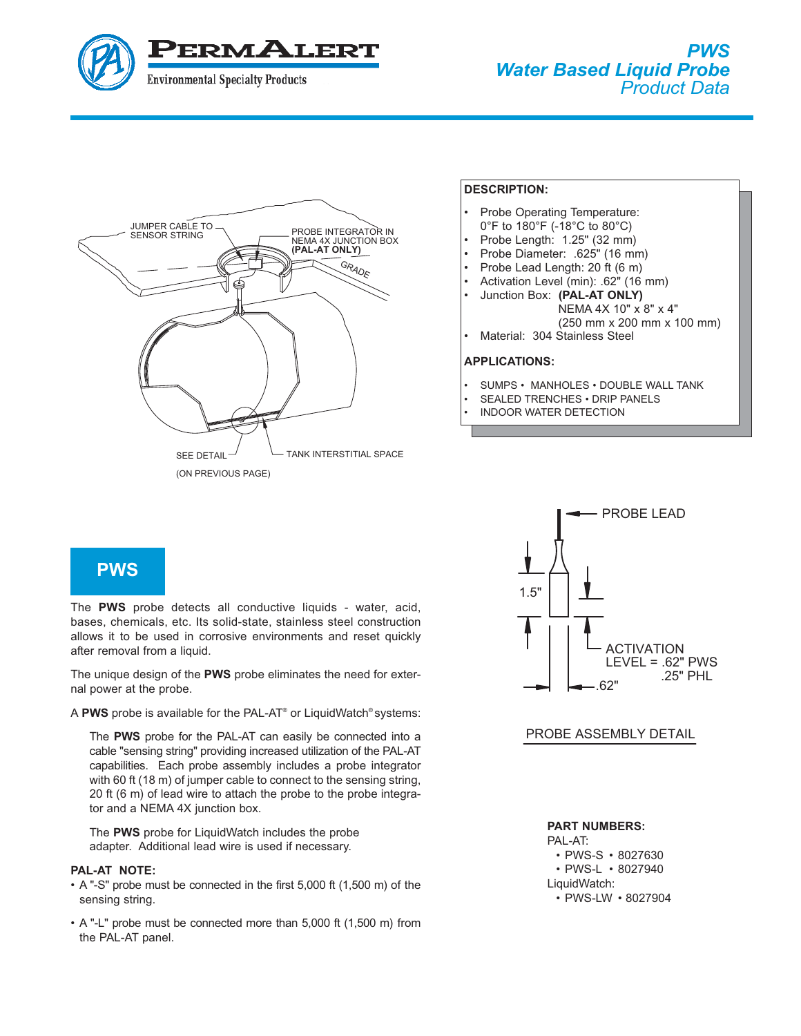# PWS
## Water Based Liquid Probe
### Product Data

**DESCRIPTION:**

- Probe Operating Temperature: 0°F to 180°F (-18°C to 80°C)
- Probe Length: 1.25" (32 mm)
- Probe Diameter: .625" (16 mm)
- Probe Lead Length: 20 ft (6 m)
- Activation Level (min): .62" (16 mm)
- Junction Box: **(PAL-AT ONLY)** NEMA 4X 10" x 8" x 4" (250 mm x 200 mm x 100 mm)
- Material: 304 Stainless Steel

**APPLICATIONS:**

- SUMPS • MANHOLES • DOUBLE WALL TANK
- SEALED TRENCHES • DRIP PANELS
- INDOOR WATER DETECTION

JUMPER CABLE TO SENSOR STRING

PROBE INTEGRATOR IN NEMA 4X JUNCTION BOX **(PAL-AT ONLY)**

GRADE

SEE DETAIL (ON PREVIOUS PAGE)

TANK INTERSTITIAL SPACE

PROBE LEAD

1.5"

ACTIVATION LEVEL = .62" PWS .25" PHL

.62"

PROBE ASSEMBLY DETAIL

## PWS

The **PWS** probe detects all conductive liquids - water, acid, bases, chemicals, etc. Its solid-state, stainless steel construction allows it to be used in corrosive environments and reset quickly after removal from a liquid.

The unique design of the **PWS** probe eliminates the need for external power at the probe.

A **PWS** probe is available for the PAL-AT® or LiquidWatch® systems:

> The **PWS** probe for the PAL-AT can easily be connected into a cable "sensing string" providing increased utilization of the PAL-AT capabilities. Each probe assembly includes a probe integrator with 60 ft (18 m) of jumper cable to connect to the sensing string, 20 ft (6 m) of lead wire to attach the probe to the probe integrator and a NEMA 4X junction box.
>
> The **PWS** probe for LiquidWatch includes the probe adapter. Additional lead wire is used if necessary.

**PAL-AT NOTE:**

- A "-S" probe must be connected in the first 5,000 ft (1,500 m) of the sensing string.
- A "-L" probe must be connected more than 5,000 ft (1,500 m) from the PAL-AT panel.

**PART NUMBERS:**

PAL-AT:
- PWS-S • 8027630
- PWS-L • 8027940

LiquidWatch:
- PWS-LW • 8027904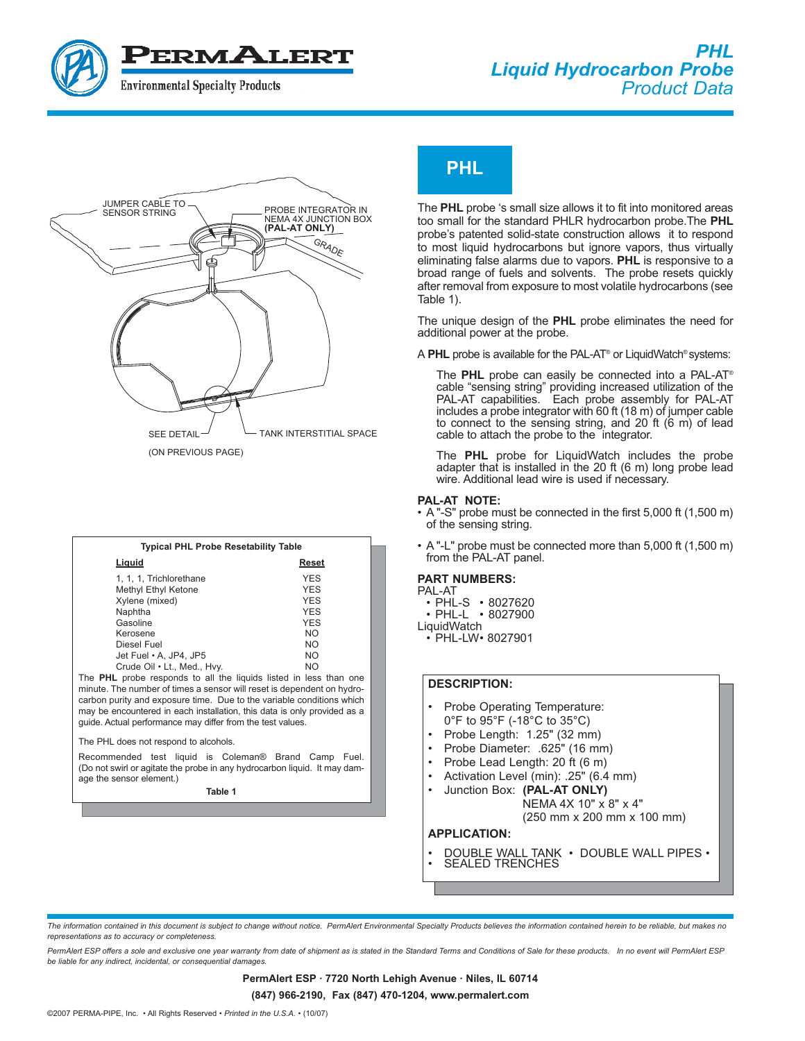# PHL Liquid Hydrocarbon Probe Product Data

JUMPER CABLE TO SENSOR STRING

PROBE INTEGRATOR IN NEMA 4X JUNCTION BOX **(PAL-AT ONLY)**

GRADE

SEE DETAIL

(ON PREVIOUS PAGE)

TANK INTERSTITIAL SPACE

**Typical PHL Probe Resetability Table**

| Liquid | Reset |
|---|---|
| 1, 1, 1, Trichlorethane | YES |
| Methyl Ethyl Ketone | YES |
| Xylene (mixed) | YES |
| Naphtha | YES |
| Gasoline | YES |
| Kerosene | NO |
| Diesel Fuel | NO |
| Jet Fuel • A, JP4, JP5 | NO |
| Crude Oil • Lt., Med., Hvy. | NO |

The **PHL** probe responds to all the liquids listed in less than one minute. The number of times a sensor will reset is dependent on hydrocarbon purity and exposure time. Due to the variable conditions which may be encountered in each installation, this data is only provided as a guide. Actual performance may differ from the test values.

The PHL does not respond to alcohols.

Recommended test liquid is Coleman® Brand Camp Fuel. (Do not swirl or agitate the probe in any hydrocarbon liquid. It may damage the sensor element.)

**Table 1**

## PHL

The **PHL** probe 's small size allows it to fit into monitored areas too small for the standard PHLR hydrocarbon probe. The **PHL** probe's patented solid-state construction allows it to respond to most liquid hydrocarbons but ignore vapors, thus virtually eliminating false alarms due to vapors. **PHL** is responsive to a broad range of fuels and solvents. The probe resets quickly after removal from exposure to most volatile hydrocarbons (see Table 1).

The unique design of the **PHL** probe eliminates the need for additional power at the probe.

A **PHL** probe is available for the PAL-AT® or LiquidWatch® systems:

The **PHL** probe can easily be connected into a PAL-AT® cable "sensing string" providing increased utilization of the PAL-AT capabilities. Each probe assembly for PAL-AT includes a probe integrator with 60 ft (18 m) of jumper cable to connect to the sensing string, and 20 ft (6 m) of lead cable to attach the probe to the integrator.

The **PHL** probe for LiquidWatch includes the probe adapter that is installed in the 20 ft (6 m) long probe lead wire. Additional lead wire is used if necessary.

**PAL-AT NOTE:**

- A "-S" probe must be connected in the first 5,000 ft (1,500 m) of the sensing string.
- A "-L" probe must be connected more than 5,000 ft (1,500 m) from the PAL-AT panel.

**PART NUMBERS:**

PAL-AT
- PHL-S • 8027620
- PHL-L • 8027900

LiquidWatch
- PHL-LW• 8027901

**DESCRIPTION:**

- Probe Operating Temperature: 0°F to 95°F (-18°C to 35°C)
- Probe Length: 1.25" (32 mm)
- Probe Diameter: .625" (16 mm)
- Probe Lead Length: 20 ft (6 m)
- Activation Level (min): .25" (6.4 mm)
- Junction Box: **(PAL-AT ONLY)** NEMA 4X 10" x 8" x 4" (250 mm x 200 mm x 100 mm)

**APPLICATION:**

- DOUBLE WALL TANK • DOUBLE WALL PIPES •
- SEALED TRENCHES

*The information contained in this document is subject to change without notice. PermAlert Environmental Specialty Products believes the information contained herein to be reliable, but makes no representations as to accuracy or completeness.*

*PermAlert ESP offers a sole and exclusive one year warranty from date of shipment as is stated in the Standard Terms and Conditions of Sale for these products. In no event will PermAlert ESP be liable for any indirect, incidental, or consequential damages.*

**PermAlert ESP · 7720 North Lehigh Avenue · Niles, IL 60714**

**(847) 966-2190, Fax (847) 470-1204, www.permalert.com**

©2007 PERMA-PIPE, Inc. • All Rights Reserved • *Printed in the U.S.A.* • (10/07)